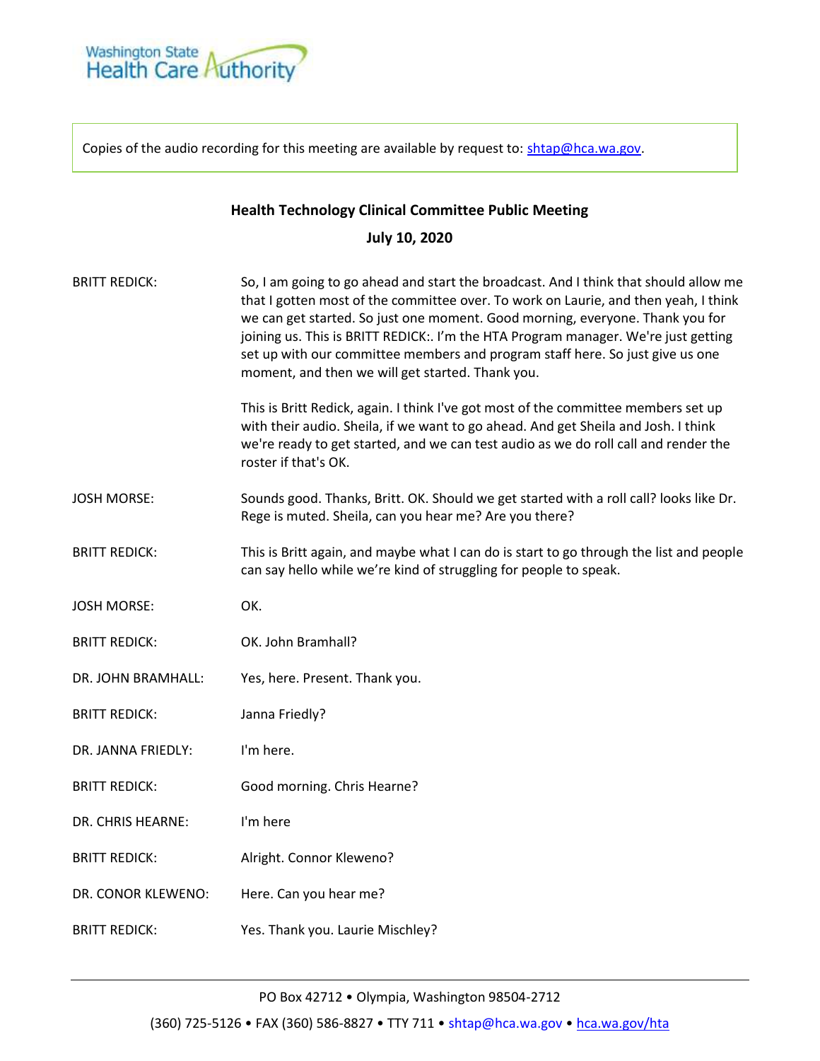Copies of the audio recording for this meeting are available by request to: shtap@hca.wa.gov.

**Health Technology Clinical Committee Public Meeting**

**July 10, 2020**

BRITT REDICK: So, I am going to go ahead and start the broadcast. And I think that should allow me that I gotten most of the committee over. To work on Laurie, and then yeah, I think we can get started. So just one moment. Good morning, everyone. Thank you for joining us. This is BRITT REDICK:. I'm the HTA Program manager. We're just getting set up with our committee members and program staff here. So just give us one moment, and then we will get started. Thank you.

This is Britt Redick, again. I think I've got most of the committee members set up with their audio. Sheila, if we want to go ahead. And get Sheila and Josh. I think we're ready to get started, and we can test audio as we do roll call and render the roster if that's OK.

JOSH MORSE: Sounds good. Thanks, Britt. OK. Should we get started with a roll call? looks like Dr. Rege is muted. Sheila, can you hear me? Are you there?

BRITT REDICK: This is Britt again, and maybe what I can do is start to go through the list and people can say hello while we're kind of struggling for people to speak.

JOSH MORSE: OK.

BRITT REDICK: OK. John Bramhall?

DR. JOHN BRAMHALL: Yes, here. Present. Thank you.

BRITT REDICK: Janna Friedly?

DR. JANNA FRIEDLY: I'm here.

BRITT REDICK: Good morning. Chris Hearne?

DR. CHRIS HEARNE: I'm here

BRITT REDICK: Alright. Connor Kleweno?

DR. CONOR KLEWENO: Here. Can you hear me?

BRITT REDICK: Yes. Thank you. Laurie Mischley?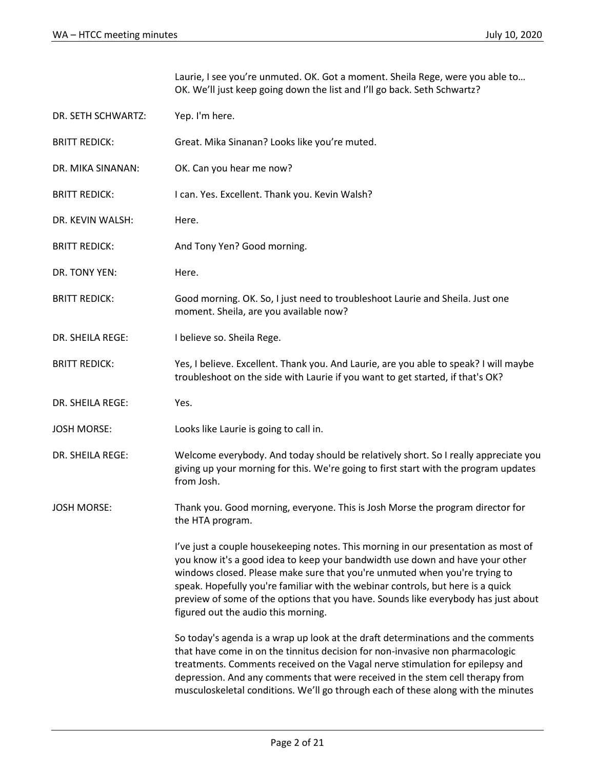Laurie, I see you're unmuted. OK. Got a moment. Sheila Rege, were you able to… OK. We'll just keep going down the list and I'll go back. Seth Schwartz?

DR. SETH SCHWARTZ: Yep. I'm here.

BRITT REDICK: Great. Mika Sinanan? Looks like you're muted.

DR. MIKA SINANAN: OK. Can you hear me now?

BRITT REDICK: I can. Yes. Excellent. Thank you. Kevin Walsh?

DR. KEVIN WALSH: Here.

BRITT REDICK: And Tony Yen? Good morning.

DR. TONY YEN: Here.

BRITT REDICK: Good morning. OK. So, I just need to troubleshoot Laurie and Sheila. Just one moment. Sheila, are you available now?

DR. SHEILA REGE: I believe so. Sheila Rege.

BRITT REDICK: Yes, I believe. Excellent. Thank you. And Laurie, are you able to speak? I will maybe troubleshoot on the side with Laurie if you want to get started, if that's OK?

DR. SHEILA REGE: Yes.

JOSH MORSE: Looks like Laurie is going to call in.

DR. SHEILA REGE: Welcome everybody. And today should be relatively short. So I really appreciate you giving up your morning for this. We're going to first start with the program updates from Josh.

JOSH MORSE: Thank you. Good morning, everyone. This is Josh Morse the program director for the HTA program.

I've just a couple housekeeping notes. This morning in our presentation as most of you know it's a good idea to keep your bandwidth use down and have your other windows closed. Please make sure that you're unmuted when you're trying to speak. Hopefully you're familiar with the webinar controls, but here is a quick preview of some of the options that you have. Sounds like everybody has just about figured out the audio this morning.

So today's agenda is a wrap up look at the draft determinations and the comments that have come in on the tinnitus decision for non-invasive non pharmacologic treatments. Comments received on the Vagal nerve stimulation for epilepsy and depression. And any comments that were received in the stem cell therapy from musculoskeletal conditions. We'll go through each of these along with the minutes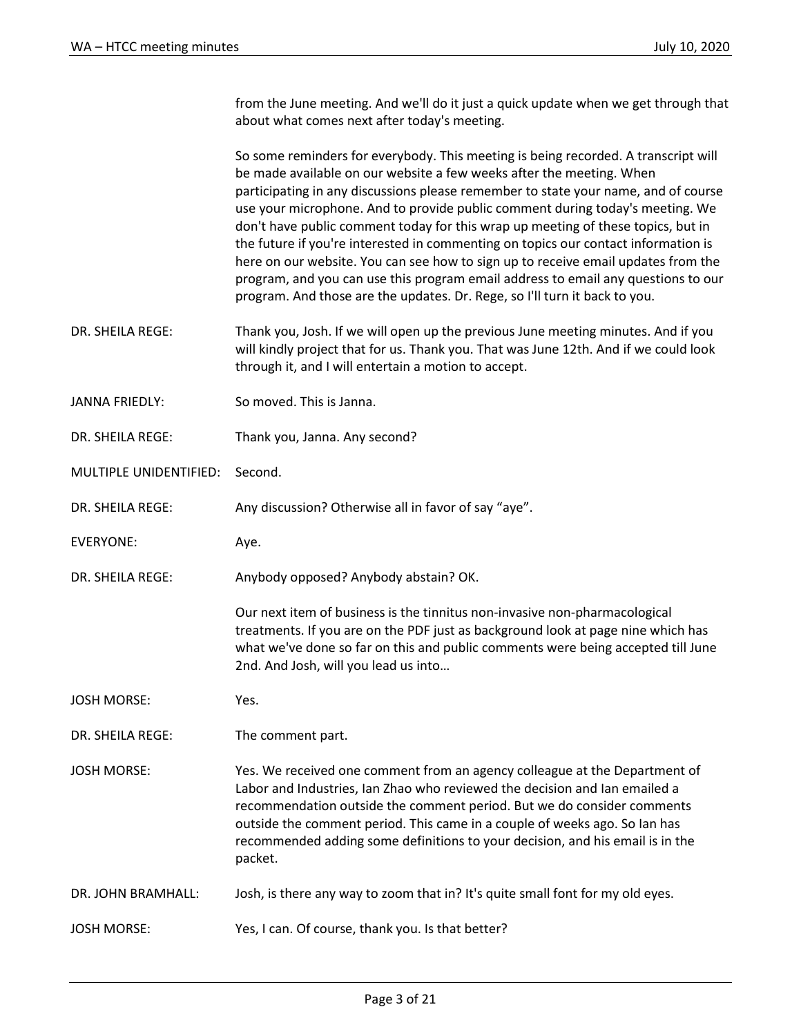from the June meeting. And we'll do it just a quick update when we get through that about what comes next after today's meeting.

So some reminders for everybody. This meeting is being recorded. A transcript will be made available on our website a few weeks after the meeting. When participating in any discussions please remember to state your name, and of course use your microphone. And to provide public comment during today's meeting. We don't have public comment today for this wrap up meeting of these topics, but in the future if you're interested in commenting on topics our contact information is here on our website. You can see how to sign up to receive email updates from the program, and you can use this program email address to email any questions to our program. And those are the updates. Dr. Rege, so I'll turn it back to you.

DR. SHEILA REGE: Thank you, Josh. If we will open up the previous June meeting minutes. And if you will kindly project that for us. Thank you. That was June 12th. And if we could look through it, and I will entertain a motion to accept.

JANNA FRIEDLY: So moved. This is Janna.

DR. SHEILA REGE: Thank you, Janna. Any second?

MULTIPLE UNIDENTIFIED: Second.

DR. SHEILA REGE: Any discussion? Otherwise all in favor of say "aye".

EVERYONE: Aye.

DR. SHEILA REGE: Anybody opposed? Anybody abstain? OK.

Our next item of business is the tinnitus non-invasive non-pharmacological treatments. If you are on the PDF just as background look at page nine which has what we've done so far on this and public comments were being accepted till June 2nd. And Josh, will you lead us into…

JOSH MORSE: Yes.

DR. SHEILA REGE: The comment part.

JOSH MORSE: Yes. We received one comment from an agency colleague at the Department of Labor and Industries, Ian Zhao who reviewed the decision and Ian emailed a recommendation outside the comment period. But we do consider comments outside the comment period. This came in a couple of weeks ago. So Ian has recommended adding some definitions to your decision, and his email is in the packet.

DR. JOHN BRAMHALL: Josh, is there any way to zoom that in? It's quite small font for my old eyes.

JOSH MORSE: Yes, I can. Of course, thank you. Is that better?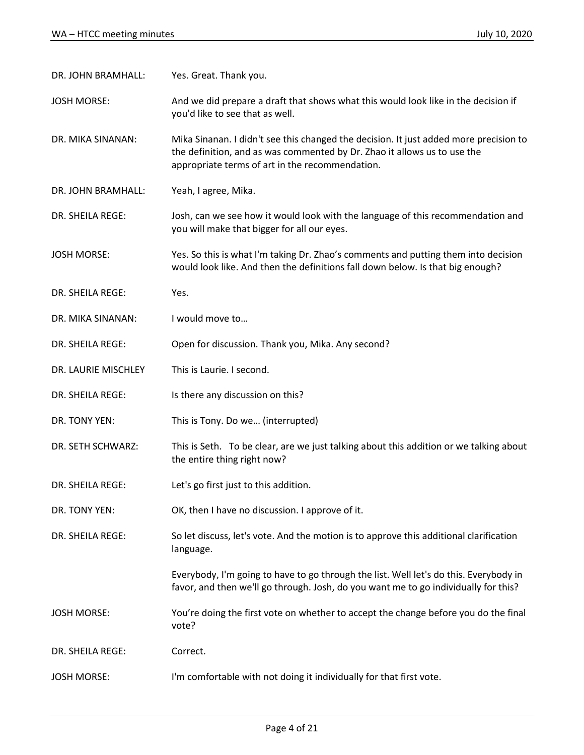DR. JOHN BRAMHALL: Yes. Great. Thank you.

JOSH MORSE: And we did prepare a draft that shows what this would look like in the decision if you'd like to see that as well.

DR. MIKA SINANAN: Mika Sinanan. I didn't see this changed the decision. It just added more precision to the definition, and as was commented by Dr. Zhao it allows us to use the appropriate terms of art in the recommendation.

DR. JOHN BRAMHALL: Yeah, I agree, Mika.

DR. SHEILA REGE: Josh, can we see how it would look with the language of this recommendation and you will make that bigger for all our eyes.

JOSH MORSE: Yes. So this is what I'm taking Dr. Zhao's comments and putting them into decision would look like. And then the definitions fall down below. Is that big enough?

DR. SHEILA REGE: Yes.

DR. MIKA SINANAN: I would move to…

DR. SHEILA REGE: Open for discussion. Thank you, Mika. Any second?

DR. LAURIE MISCHLEY This is Laurie. I second.

DR. SHEILA REGE: Is there any discussion on this?

DR. TONY YEN: This is Tony. Do we… (interrupted)

DR. SETH SCHWARZ: This is Seth. To be clear, are we just talking about this addition or we talking about the entire thing right now?

DR. SHEILA REGE: Let's go first just to this addition.

DR. TONY YEN: OK, then I have no discussion. I approve of it.

DR. SHEILA REGE: So let discuss, let's vote. And the motion is to approve this additional clarification language.

Everybody, I'm going to have to go through the list. Well let's do this. Everybody in favor, and then we'll go through. Josh, do you want me to go individually for this?

JOSH MORSE: You're doing the first vote on whether to accept the change before you do the final vote?

DR. SHEILA REGE: Correct.

JOSH MORSE: I'm comfortable with not doing it individually for that first vote.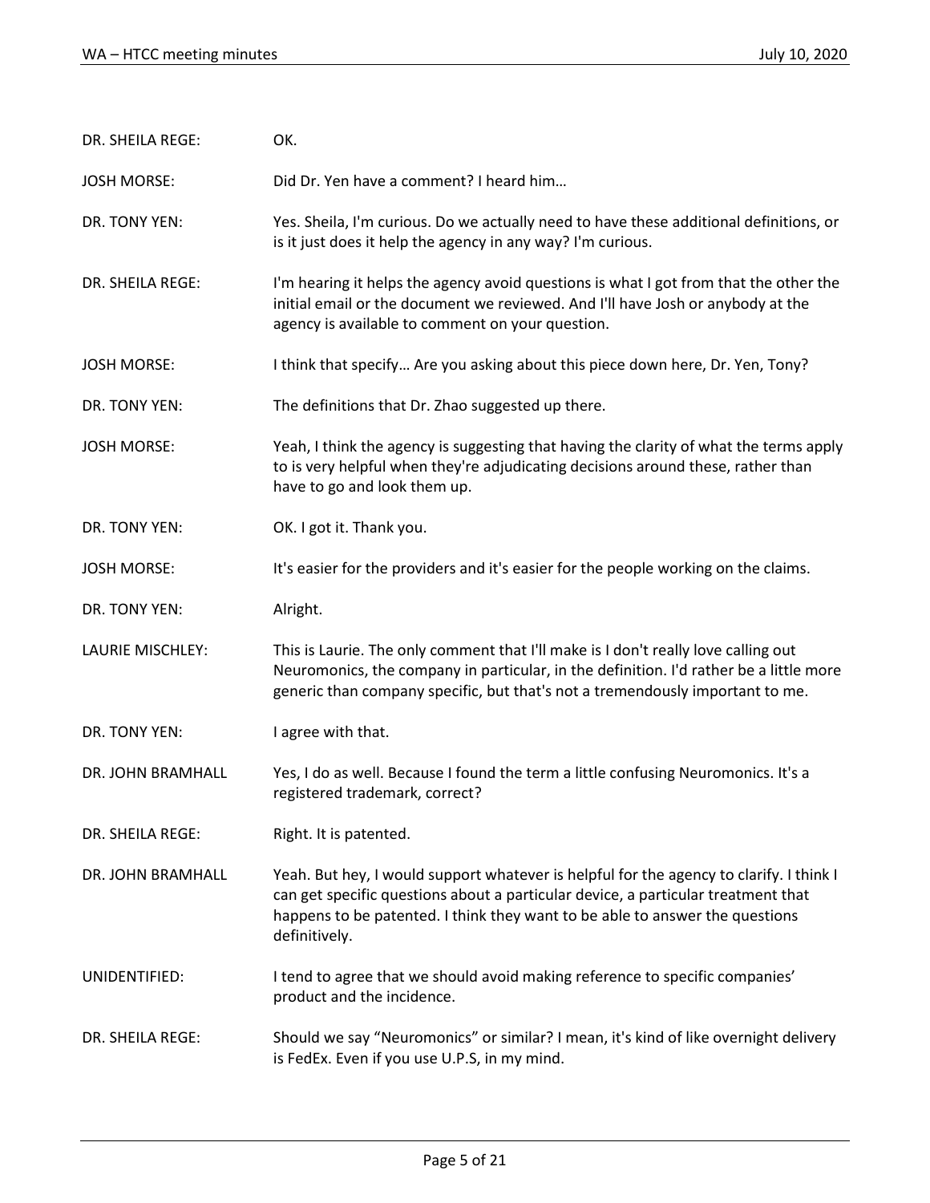DR. SHEILA REGE: OK.

JOSH MORSE: Did Dr. Yen have a comment? I heard him…

DR. TONY YEN: Yes. Sheila, I'm curious. Do we actually need to have these additional definitions, or is it just does it help the agency in any way? I'm curious.

DR. SHEILA REGE: I'm hearing it helps the agency avoid questions is what I got from that the other the initial email or the document we reviewed. And I'll have Josh or anybody at the agency is available to comment on your question.

JOSH MORSE: I think that specify… Are you asking about this piece down here, Dr. Yen, Tony?

DR. TONY YEN: The definitions that Dr. Zhao suggested up there.

JOSH MORSE: Yeah, I think the agency is suggesting that having the clarity of what the terms apply to is very helpful when they're adjudicating decisions around these, rather than have to go and look them up.

DR. TONY YEN: OK. I got it. Thank you.

JOSH MORSE: It's easier for the providers and it's easier for the people working on the claims.

DR. TONY YEN: Alright.

LAURIE MISCHLEY: This is Laurie. The only comment that I'll make is I don't really love calling out Neuromonics, the company in particular, in the definition. I'd rather be a little more generic than company specific, but that's not a tremendously important to me.

DR. TONY YEN: I agree with that.

DR. JOHN BRAMHALL Yes, I do as well. Because I found the term a little confusing Neuromonics. It's a registered trademark, correct?

DR. SHEILA REGE: Right. It is patented.

DR. JOHN BRAMHALL Yeah. But hey, I would support whatever is helpful for the agency to clarify. I think I can get specific questions about a particular device, a particular treatment that happens to be patented. I think they want to be able to answer the questions definitively.

UNIDENTIFIED: I tend to agree that we should avoid making reference to specific companies' product and the incidence.

DR. SHEILA REGE: Should we say "Neuromonics" or similar? I mean, it's kind of like overnight delivery is FedEx. Even if you use U.P.S, in my mind.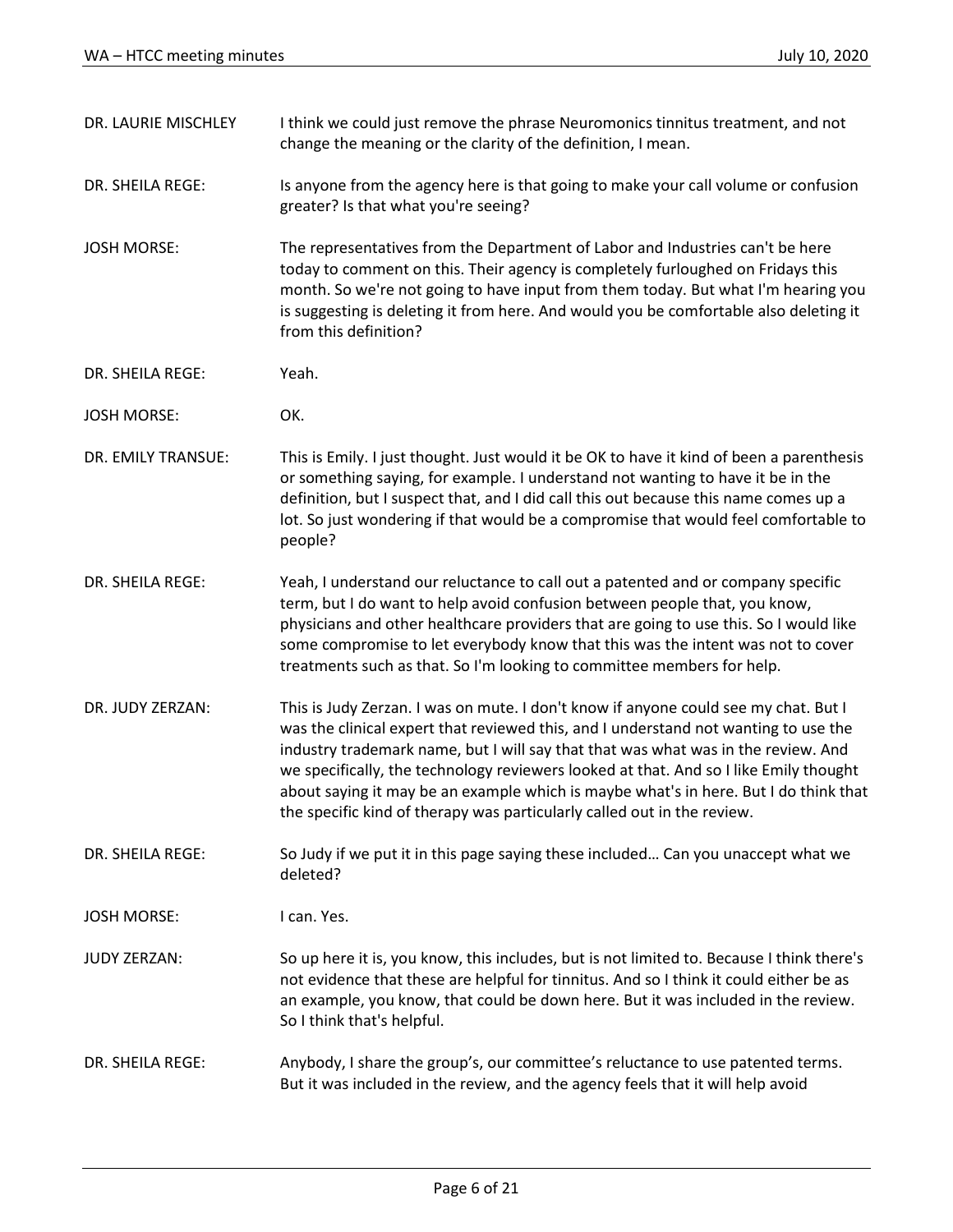DR. LAURIE MISCHLEY: I think we could just remove the phrase Neuromonics tinnitus treatment, and not change the meaning or the clarity of the definition, I mean.

DR. SHEILA REGE: Is anyone from the agency here is that going to make your call volume or confusion greater? Is that what you're seeing?

JOSH MORSE: The representatives from the Department of Labor and Industries can't be here today to comment on this. Their agency is completely furloughed on Fridays this month. So we're not going to have input from them today. But what I'm hearing you is suggesting is deleting it from here. And would you be comfortable also deleting it from this definition?

DR. SHEILA REGE: Yeah.

JOSH MORSE: OK.

DR. EMILY TRANSUE: This is Emily. I just thought. Just would it be OK to have it kind of been a parenthesis or something saying, for example. I understand not wanting to have it be in the definition, but I suspect that, and I did call this out because this name comes up a lot. So just wondering if that would be a compromise that would feel comfortable to people?

DR. SHEILA REGE: Yeah, I understand our reluctance to call out a patented and or company specific term, but I do want to help avoid confusion between people that, you know, physicians and other healthcare providers that are going to use this. So I would like some compromise to let everybody know that this was the intent was not to cover treatments such as that. So I'm looking to committee members for help.

DR. JUDY ZERZAN: This is Judy Zerzan. I was on mute. I don't know if anyone could see my chat. But I was the clinical expert that reviewed this, and I understand not wanting to use the industry trademark name, but I will say that that was what was in the review. And we specifically, the technology reviewers looked at that. And so I like Emily thought about saying it may be an example which is maybe what's in here. But I do think that the specific kind of therapy was particularly called out in the review.

DR. SHEILA REGE: So Judy if we put it in this page saying these included… Can you unaccept what we deleted?

JOSH MORSE: I can. Yes.

JUDY ZERZAN: So up here it is, you know, this includes, but is not limited to. Because I think there's not evidence that these are helpful for tinnitus. And so I think it could either be as an example, you know, that could be down here. But it was included in the review. So I think that's helpful.

DR. SHEILA REGE: Anybody, I share the group's, our committee's reluctance to use patented terms. But it was included in the review, and the agency feels that it will help avoid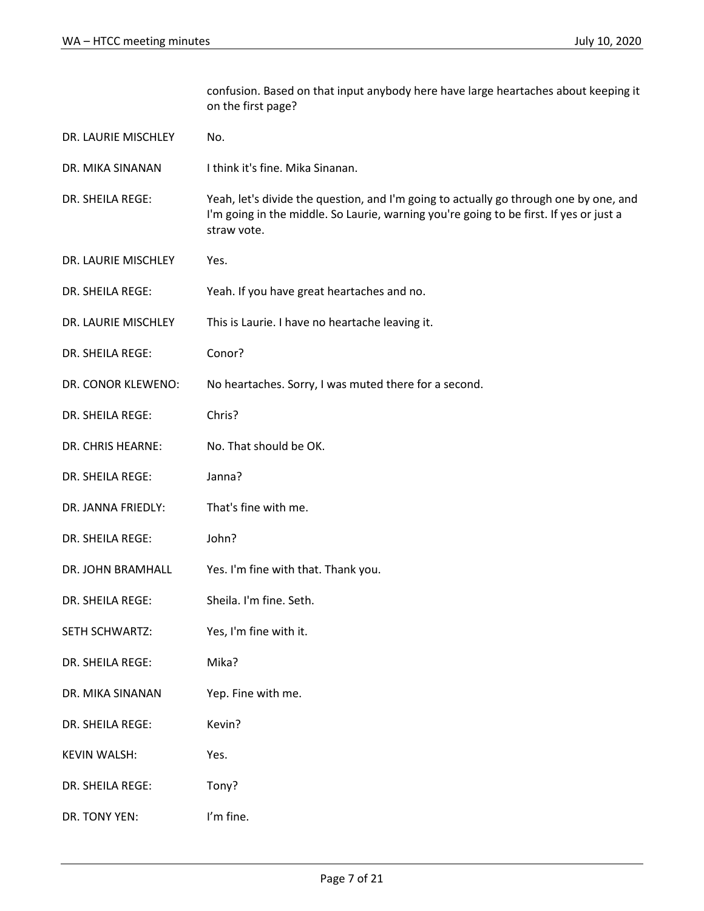| | |
|---|---|
| | confusion. Based on that input anybody here have large heartaches about keeping it on the first page? |
| DR. LAURIE MISCHLEY | No. |
| DR. MIKA SINANAN | I think it's fine. Mika Sinanan. |
| DR. SHEILA REGE: | Yeah, let's divide the question, and I'm going to actually go through one by one, and I'm going in the middle. So Laurie, warning you're going to be first. If yes or just a straw vote. |
| DR. LAURIE MISCHLEY | Yes. |
| DR. SHEILA REGE: | Yeah. If you have great heartaches and no. |
| DR. LAURIE MISCHLEY | This is Laurie. I have no heartache leaving it. |
| DR. SHEILA REGE: | Conor? |
| DR. CONOR KLEWENO: | No heartaches. Sorry, I was muted there for a second. |
| DR. SHEILA REGE: | Chris? |
| DR. CHRIS HEARNE: | No. That should be OK. |
| DR. SHEILA REGE: | Janna? |
| DR. JANNA FRIEDLY: | That's fine with me. |
| DR. SHEILA REGE: | John? |
| DR. JOHN BRAMHALL | Yes. I'm fine with that. Thank you. |
| DR. SHEILA REGE: | Sheila. I'm fine. Seth. |
| SETH SCHWARTZ: | Yes, I'm fine with it. |
| DR. SHEILA REGE: | Mika? |
| DR. MIKA SINANAN | Yep. Fine with me. |
| DR. SHEILA REGE: | Kevin? |
| KEVIN WALSH: | Yes. |
| DR. SHEILA REGE: | Tony? |
| DR. TONY YEN: | I'm fine. |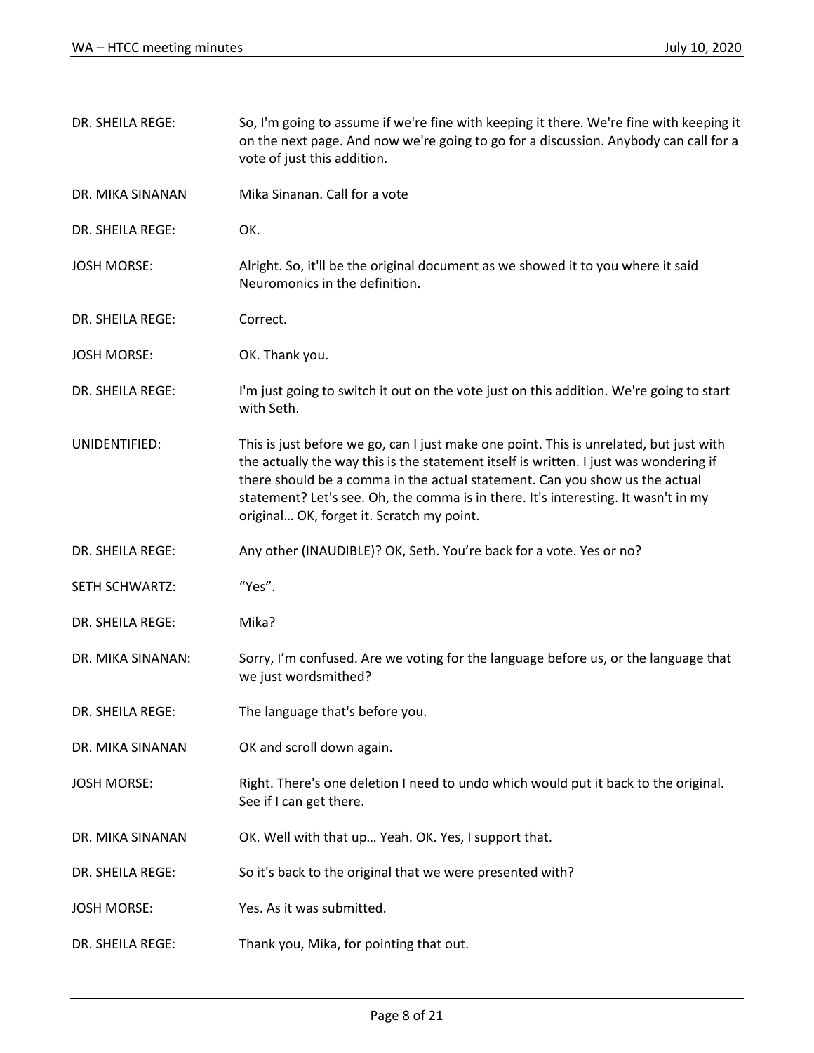| | |
|---|---|
| DR. SHEILA REGE: | So, I'm going to assume if we're fine with keeping it there. We're fine with keeping it on the next page. And now we're going to go for a discussion. Anybody can call for a vote of just this addition. |
| DR. MIKA SINANAN | Mika Sinanan. Call for a vote |
| DR. SHEILA REGE: | OK. |
| JOSH MORSE: | Alright. So, it'll be the original document as we showed it to you where it said Neuromonics in the definition. |
| DR. SHEILA REGE: | Correct. |
| JOSH MORSE: | OK. Thank you. |
| DR. SHEILA REGE: | I'm just going to switch it out on the vote just on this addition. We're going to start with Seth. |
| UNIDENTIFIED: | This is just before we go, can I just make one point. This is unrelated, but just with the actually the way this is the statement itself is written. I just was wondering if there should be a comma in the actual statement. Can you show us the actual statement? Let's see. Oh, the comma is in there. It's interesting. It wasn't in my original… OK, forget it. Scratch my point. |
| DR. SHEILA REGE: | Any other (INAUDIBLE)? OK, Seth. You're back for a vote. Yes or no? |
| SETH SCHWARTZ: | "Yes". |
| DR. SHEILA REGE: | Mika? |
| DR. MIKA SINANAN: | Sorry, I'm confused. Are we voting for the language before us, or the language that we just wordsmithed? |
| DR. SHEILA REGE: | The language that's before you. |
| DR. MIKA SINANAN | OK and scroll down again. |
| JOSH MORSE: | Right. There's one deletion I need to undo which would put it back to the original. See if I can get there. |
| DR. MIKA SINANAN | OK. Well with that up… Yeah. OK. Yes, I support that. |
| DR. SHEILA REGE: | So it's back to the original that we were presented with? |
| JOSH MORSE: | Yes. As it was submitted. |
| DR. SHEILA REGE: | Thank you, Mika, for pointing that out. |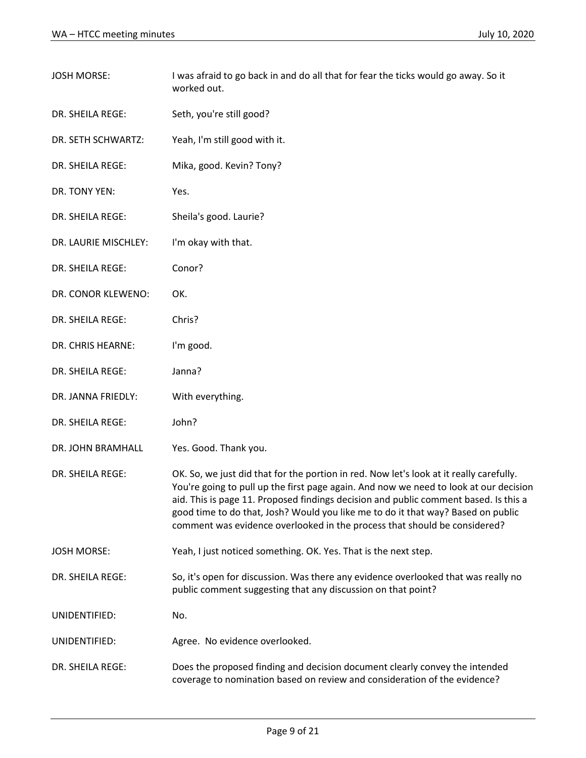| | |
|---|---|
| JOSH MORSE: | I was afraid to go back in and do all that for fear the ticks would go away. So it worked out. |
| DR. SHEILA REGE: | Seth, you're still good? |
| DR. SETH SCHWARTZ: | Yeah, I'm still good with it. |
| DR. SHEILA REGE: | Mika, good. Kevin? Tony? |
| DR. TONY YEN: | Yes. |
| DR. SHEILA REGE: | Sheila's good. Laurie? |
| DR. LAURIE MISCHLEY: | I'm okay with that. |
| DR. SHEILA REGE: | Conor? |
| DR. CONOR KLEWENO: | OK. |
| DR. SHEILA REGE: | Chris? |
| DR. CHRIS HEARNE: | I'm good. |
| DR. SHEILA REGE: | Janna? |
| DR. JANNA FRIEDLY: | With everything. |
| DR. SHEILA REGE: | John? |
| DR. JOHN BRAMHALL | Yes. Good. Thank you. |
| DR. SHEILA REGE: | OK. So, we just did that for the portion in red. Now let's look at it really carefully. You're going to pull up the first page again. And now we need to look at our decision aid. This is page 11. Proposed findings decision and public comment based. Is this a good time to do that, Josh? Would you like me to do it that way? Based on public comment was evidence overlooked in the process that should be considered? |
| JOSH MORSE: | Yeah, I just noticed something. OK. Yes. That is the next step. |
| DR. SHEILA REGE: | So, it's open for discussion. Was there any evidence overlooked that was really no public comment suggesting that any discussion on that point? |
| UNIDENTIFIED: | No. |
| UNIDENTIFIED: | Agree. No evidence overlooked. |
| DR. SHEILA REGE: | Does the proposed finding and decision document clearly convey the intended coverage to nomination based on review and consideration of the evidence? |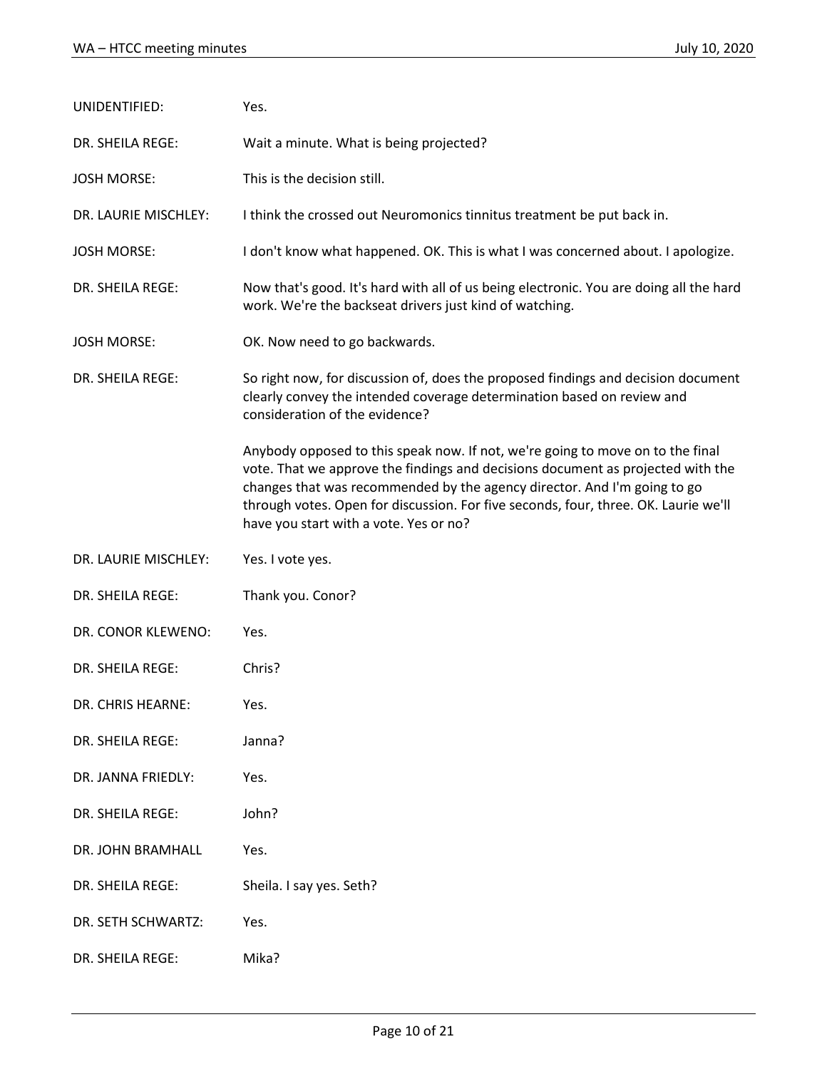| | |
|---|---|
| UNIDENTIFIED: | Yes. |
| DR. SHEILA REGE: | Wait a minute. What is being projected? |
| JOSH MORSE: | This is the decision still. |
| DR. LAURIE MISCHLEY: | I think the crossed out Neuromonics tinnitus treatment be put back in. |
| JOSH MORSE: | I don't know what happened. OK. This is what I was concerned about. I apologize. |
| DR. SHEILA REGE: | Now that's good. It's hard with all of us being electronic. You are doing all the hard work. We're the backseat drivers just kind of watching. |
| JOSH MORSE: | OK. Now need to go backwards. |
| DR. SHEILA REGE: | So right now, for discussion of, does the proposed findings and decision document clearly convey the intended coverage determination based on review and consideration of the evidence?<br><br>Anybody opposed to this speak now. If not, we're going to move on to the final vote. That we approve the findings and decisions document as projected with the changes that was recommended by the agency director. And I'm going to go through votes. Open for discussion. For five seconds, four, three. OK. Laurie we'll have you start with a vote. Yes or no? |
| DR. LAURIE MISCHLEY: | Yes. I vote yes. |
| DR. SHEILA REGE: | Thank you. Conor? |
| DR. CONOR KLEWENO: | Yes. |
| DR. SHEILA REGE: | Chris? |
| DR. CHRIS HEARNE: | Yes. |
| DR. SHEILA REGE: | Janna? |
| DR. JANNA FRIEDLY: | Yes. |
| DR. SHEILA REGE: | John? |
| DR. JOHN BRAMHALL | Yes. |
| DR. SHEILA REGE: | Sheila. I say yes. Seth? |
| DR. SETH SCHWARTZ: | Yes. |
| DR. SHEILA REGE: | Mika? |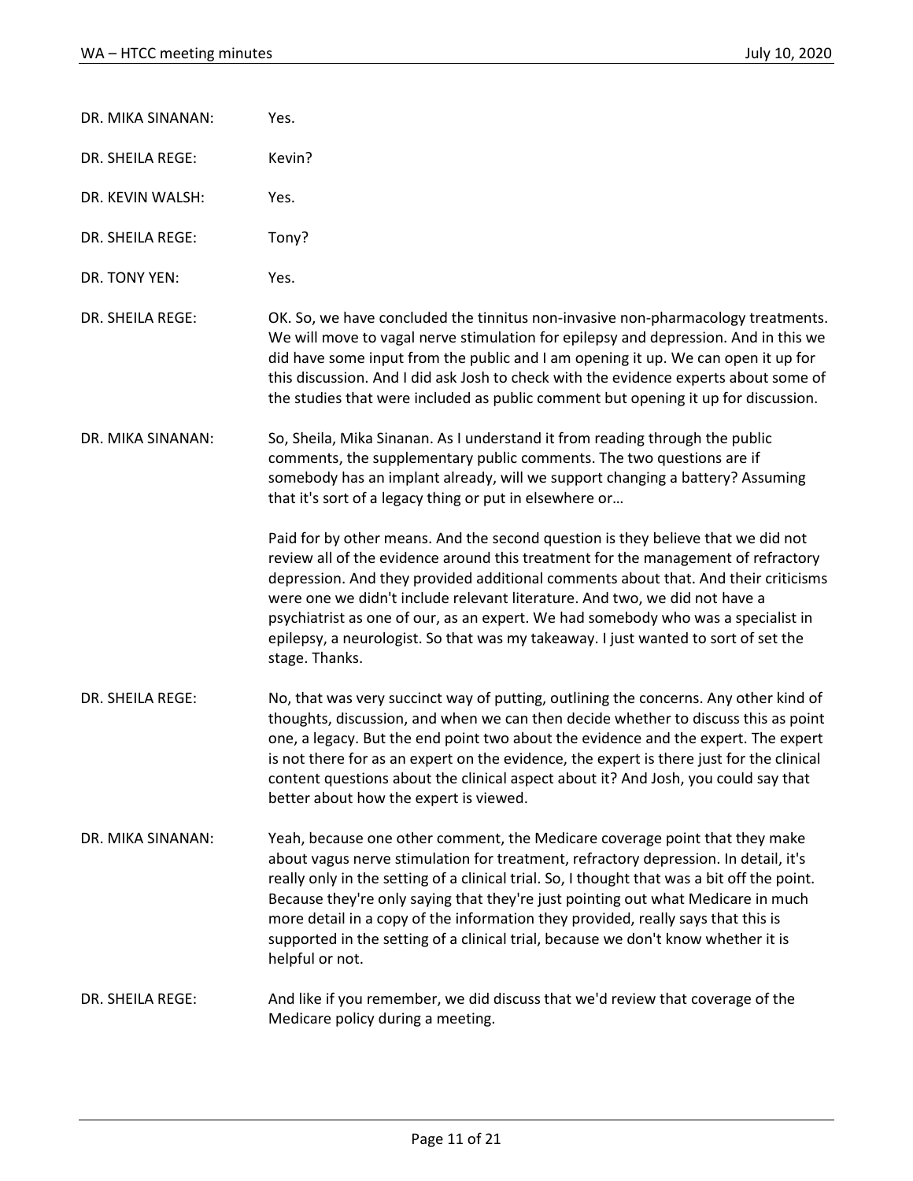DR. MIKA SINANAN: Yes.

DR. SHEILA REGE: Kevin?

DR. KEVIN WALSH: Yes.

DR. SHEILA REGE: Tony?

DR. TONY YEN: Yes.

DR. SHEILA REGE: OK. So, we have concluded the tinnitus non-invasive non-pharmacology treatments. We will move to vagal nerve stimulation for epilepsy and depression. And in this we did have some input from the public and I am opening it up. We can open it up for this discussion. And I did ask Josh to check with the evidence experts about some of the studies that were included as public comment but opening it up for discussion.

DR. MIKA SINANAN: So, Sheila, Mika Sinanan. As I understand it from reading through the public comments, the supplementary public comments. The two questions are if somebody has an implant already, will we support changing a battery? Assuming that it's sort of a legacy thing or put in elsewhere or…

Paid for by other means. And the second question is they believe that we did not review all of the evidence around this treatment for the management of refractory depression. And they provided additional comments about that. And their criticisms were one we didn't include relevant literature. And two, we did not have a psychiatrist as one of our, as an expert. We had somebody who was a specialist in epilepsy, a neurologist. So that was my takeaway. I just wanted to sort of set the stage. Thanks.

DR. SHEILA REGE: No, that was very succinct way of putting, outlining the concerns. Any other kind of thoughts, discussion, and when we can then decide whether to discuss this as point one, a legacy. But the end point two about the evidence and the expert. The expert is not there for as an expert on the evidence, the expert is there just for the clinical content questions about the clinical aspect about it? And Josh, you could say that better about how the expert is viewed.

DR. MIKA SINANAN: Yeah, because one other comment, the Medicare coverage point that they make about vagus nerve stimulation for treatment, refractory depression. In detail, it's really only in the setting of a clinical trial. So, I thought that was a bit off the point. Because they're only saying that they're just pointing out what Medicare in much more detail in a copy of the information they provided, really says that this is supported in the setting of a clinical trial, because we don't know whether it is helpful or not.

DR. SHEILA REGE: And like if you remember, we did discuss that we'd review that coverage of the Medicare policy during a meeting.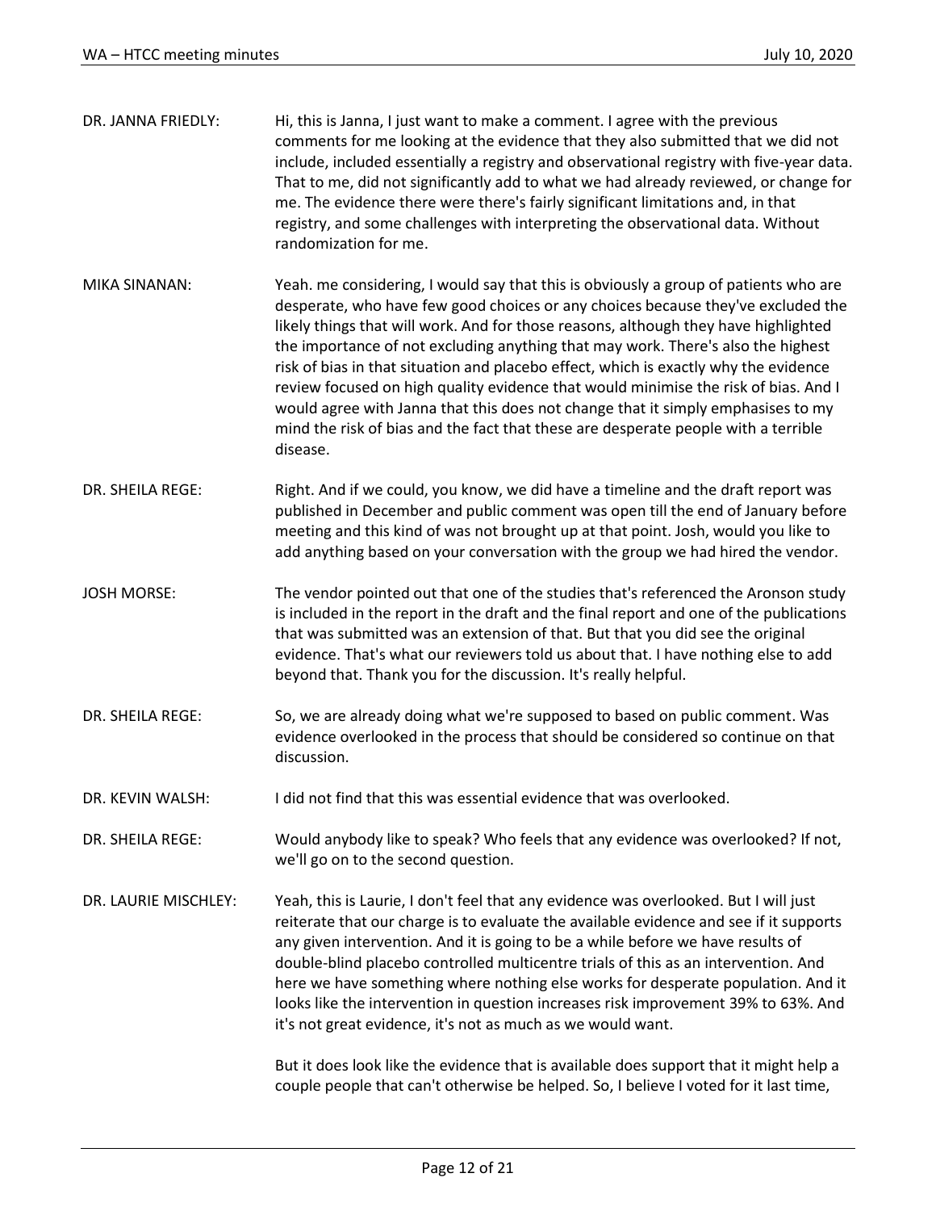DR. JANNA FRIEDLY: Hi, this is Janna, I just want to make a comment. I agree with the previous comments for me looking at the evidence that they also submitted that we did not include, included essentially a registry and observational registry with five-year data. That to me, did not significantly add to what we had already reviewed, or change for me. The evidence there were there's fairly significant limitations and, in that registry, and some challenges with interpreting the observational data. Without randomization for me.

MIKA SINANAN: Yeah. me considering, I would say that this is obviously a group of patients who are desperate, who have few good choices or any choices because they've excluded the likely things that will work. And for those reasons, although they have highlighted the importance of not excluding anything that may work. There's also the highest risk of bias in that situation and placebo effect, which is exactly why the evidence review focused on high quality evidence that would minimise the risk of bias. And I would agree with Janna that this does not change that it simply emphasises to my mind the risk of bias and the fact that these are desperate people with a terrible disease.

DR. SHEILA REGE: Right. And if we could, you know, we did have a timeline and the draft report was published in December and public comment was open till the end of January before meeting and this kind of was not brought up at that point. Josh, would you like to add anything based on your conversation with the group we had hired the vendor.

JOSH MORSE: The vendor pointed out that one of the studies that's referenced the Aronson study is included in the report in the draft and the final report and one of the publications that was submitted was an extension of that. But that you did see the original evidence. That's what our reviewers told us about that. I have nothing else to add beyond that. Thank you for the discussion. It's really helpful.

DR. SHEILA REGE: So, we are already doing what we're supposed to based on public comment. Was evidence overlooked in the process that should be considered so continue on that discussion.

DR. KEVIN WALSH: I did not find that this was essential evidence that was overlooked.

DR. SHEILA REGE: Would anybody like to speak? Who feels that any evidence was overlooked? If not, we'll go on to the second question.

DR. LAURIE MISCHLEY: Yeah, this is Laurie, I don't feel that any evidence was overlooked. But I will just reiterate that our charge is to evaluate the available evidence and see if it supports any given intervention. And it is going to be a while before we have results of double-blind placebo controlled multicentre trials of this as an intervention. And here we have something where nothing else works for desperate population. And it looks like the intervention in question increases risk improvement 39% to 63%. And it's not great evidence, it's not as much as we would want.

But it does look like the evidence that is available does support that it might help a couple people that can't otherwise be helped. So, I believe I voted for it last time,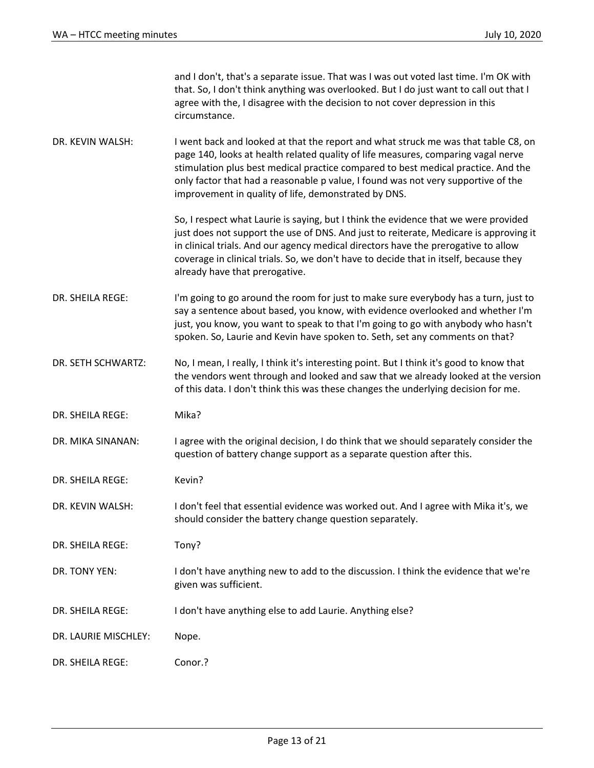| | |
|---|---|
| | and I don't, that's a separate issue. That was I was out voted last time. I'm OK with that. So, I don't think anything was overlooked. But I do just want to call out that I agree with the, I disagree with the decision to not cover depression in this circumstance. |
| DR. KEVIN WALSH: | I went back and looked at that the report and what struck me was that table C8, on page 140, looks at health related quality of life measures, comparing vagal nerve stimulation plus best medical practice compared to best medical practice. And the only factor that had a reasonable p value, I found was not very supportive of the improvement in quality of life, demonstrated by DNS.<br><br>So, I respect what Laurie is saying, but I think the evidence that we were provided just does not support the use of DNS. And just to reiterate, Medicare is approving it in clinical trials. And our agency medical directors have the prerogative to allow coverage in clinical trials. So, we don't have to decide that in itself, because they already have that prerogative. |
| DR. SHEILA REGE: | I'm going to go around the room for just to make sure everybody has a turn, just to say a sentence about based, you know, with evidence overlooked and whether I'm just, you know, you want to speak to that I'm going to go with anybody who hasn't spoken. So, Laurie and Kevin have spoken to. Seth, set any comments on that? |
| DR. SETH SCHWARTZ: | No, I mean, I really, I think it's interesting point. But I think it's good to know that the vendors went through and looked and saw that we already looked at the version of this data. I don't think this was these changes the underlying decision for me. |
| DR. SHEILA REGE: | Mika? |
| DR. MIKA SINANAN: | I agree with the original decision, I do think that we should separately consider the question of battery change support as a separate question after this. |
| DR. SHEILA REGE: | Kevin? |
| DR. KEVIN WALSH: | I don't feel that essential evidence was worked out. And I agree with Mika it's, we should consider the battery change question separately. |
| DR. SHEILA REGE: | Tony? |
| DR. TONY YEN: | I don't have anything new to add to the discussion. I think the evidence that we're given was sufficient. |
| DR. SHEILA REGE: | I don't have anything else to add Laurie. Anything else? |
| DR. LAURIE MISCHLEY: | Nope. |
| DR. SHEILA REGE: | Conor.? |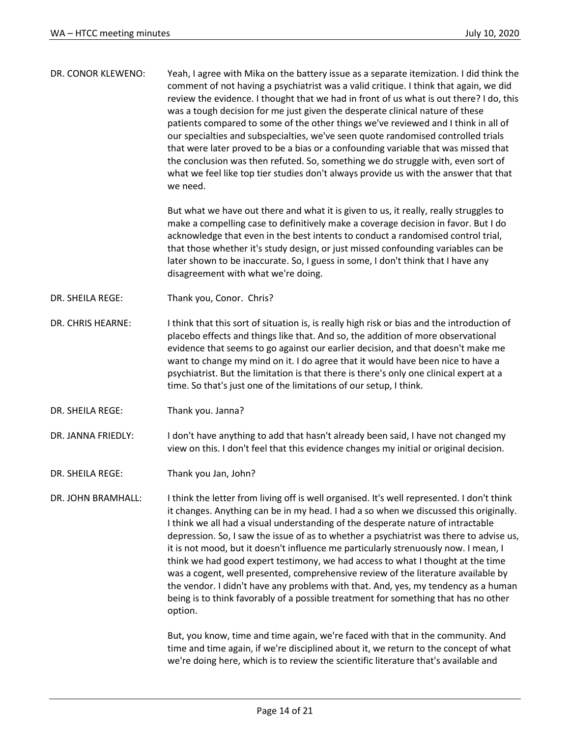DR. CONOR KLEWENO: Yeah, I agree with Mika on the battery issue as a separate itemization. I did think the comment of not having a psychiatrist was a valid critique. I think that again, we did review the evidence. I thought that we had in front of us what is out there? I do, this was a tough decision for me just given the desperate clinical nature of these patients compared to some of the other things we've reviewed and I think in all of our specialties and subspecialties, we've seen quote randomised controlled trials that were later proved to be a bias or a confounding variable that was missed that the conclusion was then refuted. So, something we do struggle with, even sort of what we feel like top tier studies don't always provide us with the answer that that we need.

But what we have out there and what it is given to us, it really, really struggles to make a compelling case to definitively make a coverage decision in favor. But I do acknowledge that even in the best intents to conduct a randomised control trial, that those whether it's study design, or just missed confounding variables can be later shown to be inaccurate. So, I guess in some, I don't think that I have any disagreement with what we're doing.

DR. SHEILA REGE: Thank you, Conor. Chris?

DR. CHRIS HEARNE: I think that this sort of situation is, is really high risk or bias and the introduction of placebo effects and things like that. And so, the addition of more observational evidence that seems to go against our earlier decision, and that doesn't make me want to change my mind on it. I do agree that it would have been nice to have a psychiatrist. But the limitation is that there is there's only one clinical expert at a time. So that's just one of the limitations of our setup, I think.

DR. SHEILA REGE: Thank you. Janna?

DR. JANNA FRIEDLY: I don't have anything to add that hasn't already been said, I have not changed my view on this. I don't feel that this evidence changes my initial or original decision.

DR. SHEILA REGE: Thank you Jan, John?

DR. JOHN BRAMHALL: I think the letter from living off is well organised. It's well represented. I don't think it changes. Anything can be in my head. I had a so when we discussed this originally. I think we all had a visual understanding of the desperate nature of intractable depression. So, I saw the issue of as to whether a psychiatrist was there to advise us, it is not mood, but it doesn't influence me particularly strenuously now. I mean, I think we had good expert testimony, we had access to what I thought at the time was a cogent, well presented, comprehensive review of the literature available by the vendor. I didn't have any problems with that. And, yes, my tendency as a human being is to think favorably of a possible treatment for something that has no other option.

But, you know, time and time again, we're faced with that in the community. And time and time again, if we're disciplined about it, we return to the concept of what we're doing here, which is to review the scientific literature that's available and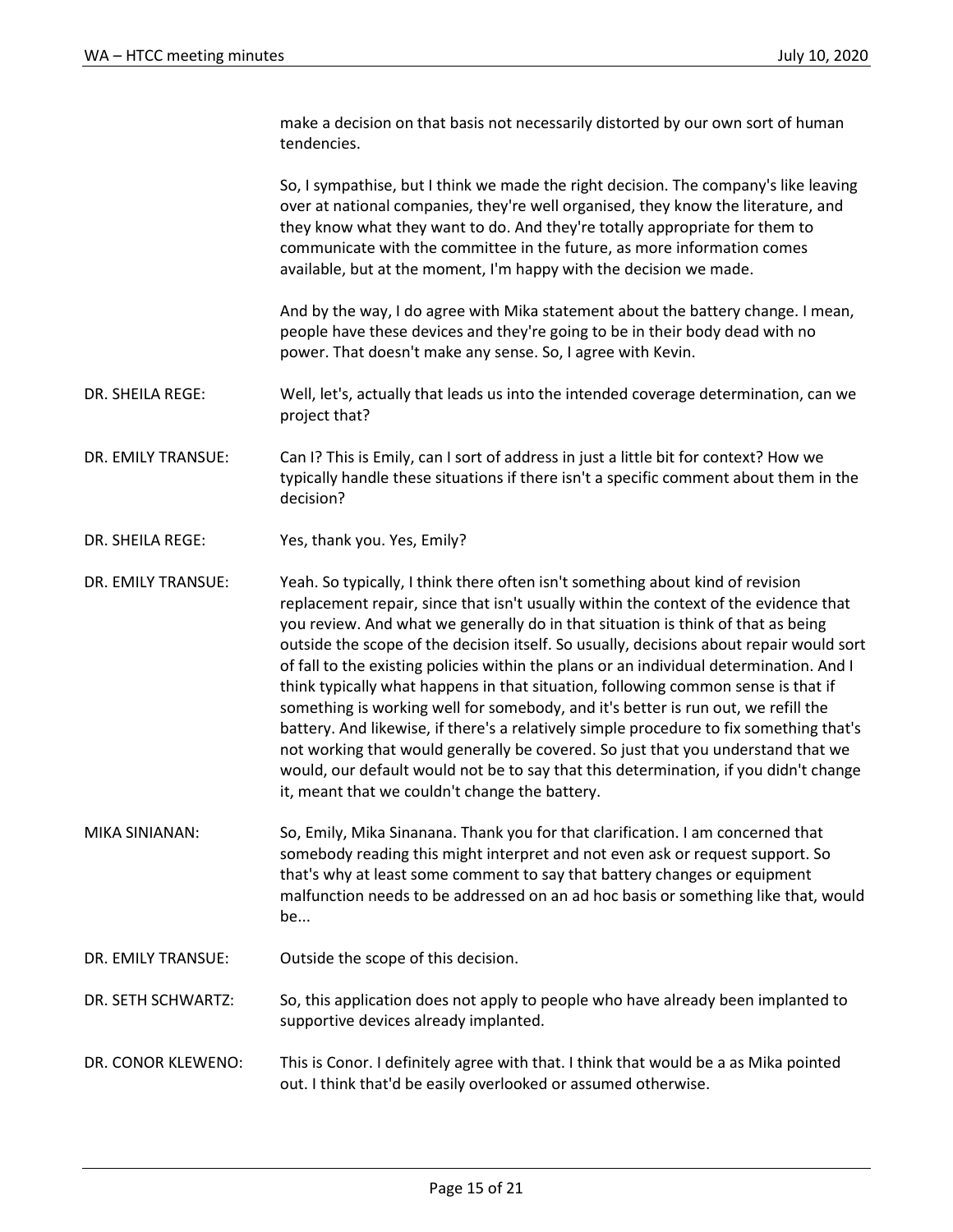make a decision on that basis not necessarily distorted by our own sort of human tendencies.

So, I sympathise, but I think we made the right decision. The company's like leaving over at national companies, they're well organised, they know the literature, and they know what they want to do. And they're totally appropriate for them to communicate with the committee in the future, as more information comes available, but at the moment, I'm happy with the decision we made.

And by the way, I do agree with Mika statement about the battery change. I mean, people have these devices and they're going to be in their body dead with no power. That doesn't make any sense. So, I agree with Kevin.

**DR. SHEILA REGE:** Well, let's, actually that leads us into the intended coverage determination, can we project that?

**DR. EMILY TRANSUE:** Can I? This is Emily, can I sort of address in just a little bit for context? How we typically handle these situations if there isn't a specific comment about them in the decision?

**DR. SHEILA REGE:** Yes, thank you. Yes, Emily?

**DR. EMILY TRANSUE:** Yeah. So typically, I think there often isn't something about kind of revision replacement repair, since that isn't usually within the context of the evidence that you review. And what we generally do in that situation is think of that as being outside the scope of the decision itself. So usually, decisions about repair would sort of fall to the existing policies within the plans or an individual determination. And I think typically what happens in that situation, following common sense is that if something is working well for somebody, and it's better is run out, we refill the battery. And likewise, if there's a relatively simple procedure to fix something that's not working that would generally be covered. So just that you understand that we would, our default would not be to say that this determination, if you didn't change it, meant that we couldn't change the battery.

**MIKA SINIANAN:** So, Emily, Mika Sinanana. Thank you for that clarification. I am concerned that somebody reading this might interpret and not even ask or request support. So that's why at least some comment to say that battery changes or equipment malfunction needs to be addressed on an ad hoc basis or something like that, would be...

**DR. EMILY TRANSUE:** Outside the scope of this decision.

**DR. SETH SCHWARTZ:** So, this application does not apply to people who have already been implanted to supportive devices already implanted.

**DR. CONOR KLEWENO:** This is Conor. I definitely agree with that. I think that would be a as Mika pointed out. I think that'd be easily overlooked or assumed otherwise.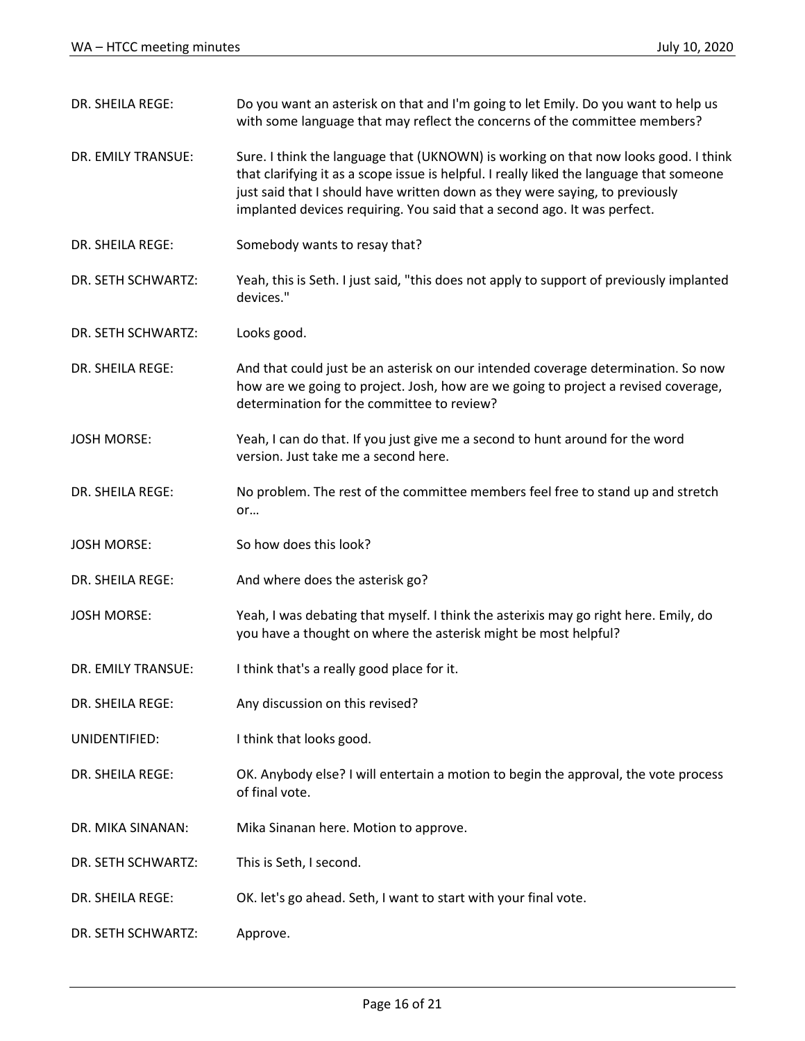DR. SHEILA REGE: Do you want an asterisk on that and I'm going to let Emily. Do you want to help us with some language that may reflect the concerns of the committee members?

DR. EMILY TRANSUE: Sure. I think the language that (UKNOWN) is working on that now looks good. I think that clarifying it as a scope issue is helpful. I really liked the language that someone just said that I should have written down as they were saying, to previously implanted devices requiring. You said that a second ago. It was perfect.

DR. SHEILA REGE: Somebody wants to resay that?

DR. SETH SCHWARTZ: Yeah, this is Seth. I just said, "this does not apply to support of previously implanted devices."

DR. SETH SCHWARTZ: Looks good.

DR. SHEILA REGE: And that could just be an asterisk on our intended coverage determination. So now how are we going to project. Josh, how are we going to project a revised coverage, determination for the committee to review?

JOSH MORSE: Yeah, I can do that. If you just give me a second to hunt around for the word version. Just take me a second here.

DR. SHEILA REGE: No problem. The rest of the committee members feel free to stand up and stretch or…

JOSH MORSE: So how does this look?

DR. SHEILA REGE: And where does the asterisk go?

JOSH MORSE: Yeah, I was debating that myself. I think the asterixis may go right here. Emily, do you have a thought on where the asterisk might be most helpful?

DR. EMILY TRANSUE: I think that's a really good place for it.

DR. SHEILA REGE: Any discussion on this revised?

UNIDENTIFIED: I think that looks good.

DR. SHEILA REGE: OK. Anybody else? I will entertain a motion to begin the approval, the vote process of final vote.

DR. MIKA SINANAN: Mika Sinanan here. Motion to approve.

DR. SETH SCHWARTZ: This is Seth, I second.

DR. SHEILA REGE: OK. let's go ahead. Seth, I want to start with your final vote.

DR. SETH SCHWARTZ: Approve.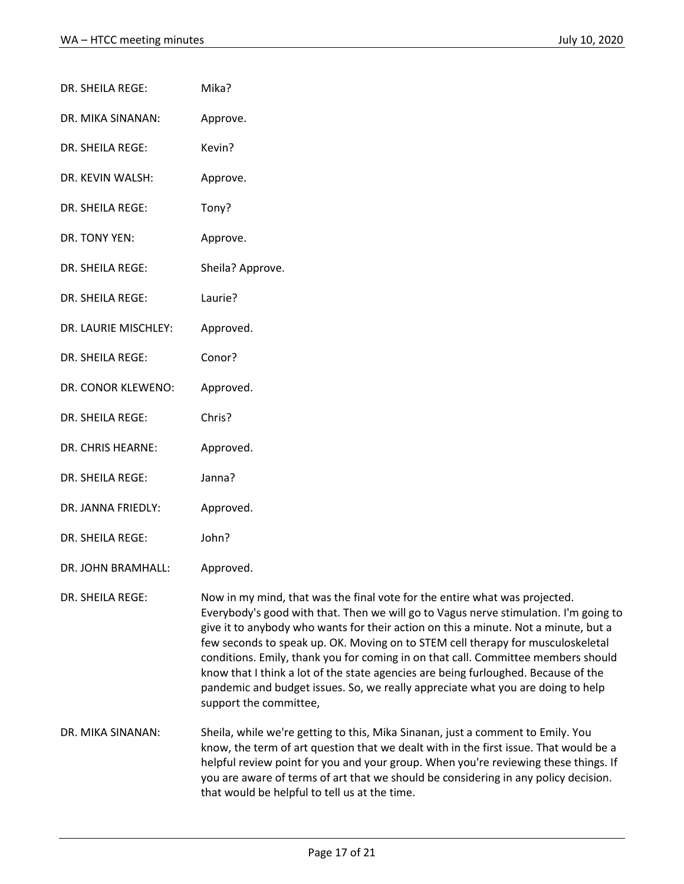DR. SHEILA REGE: Mika?

DR. MIKA SINANAN: Approve.

DR. SHEILA REGE: Kevin?

DR. KEVIN WALSH: Approve.

DR. SHEILA REGE: Tony?

DR. TONY YEN: Approve.

DR. SHEILA REGE: Sheila? Approve.

DR. SHEILA REGE: Laurie?

DR. LAURIE MISCHLEY: Approved.

DR. SHEILA REGE: Conor?

DR. CONOR KLEWENO: Approved.

DR. SHEILA REGE: Chris?

DR. CHRIS HEARNE: Approved.

DR. SHEILA REGE: Janna?

DR. JANNA FRIEDLY: Approved.

DR. SHEILA REGE: John?

DR. JOHN BRAMHALL: Approved.

DR. SHEILA REGE: Now in my mind, that was the final vote for the entire what was projected. Everybody's good with that. Then we will go to Vagus nerve stimulation. I'm going to give it to anybody who wants for their action on this a minute. Not a minute, but a few seconds to speak up. OK. Moving on to STEM cell therapy for musculoskeletal conditions. Emily, thank you for coming in on that call. Committee members should know that I think a lot of the state agencies are being furloughed. Because of the pandemic and budget issues. So, we really appreciate what you are doing to help support the committee,

DR. MIKA SINANAN: Sheila, while we're getting to this, Mika Sinanan, just a comment to Emily. You know, the term of art question that we dealt with in the first issue. That would be a helpful review point for you and your group. When you're reviewing these things. If you are aware of terms of art that we should be considering in any policy decision. that would be helpful to tell us at the time.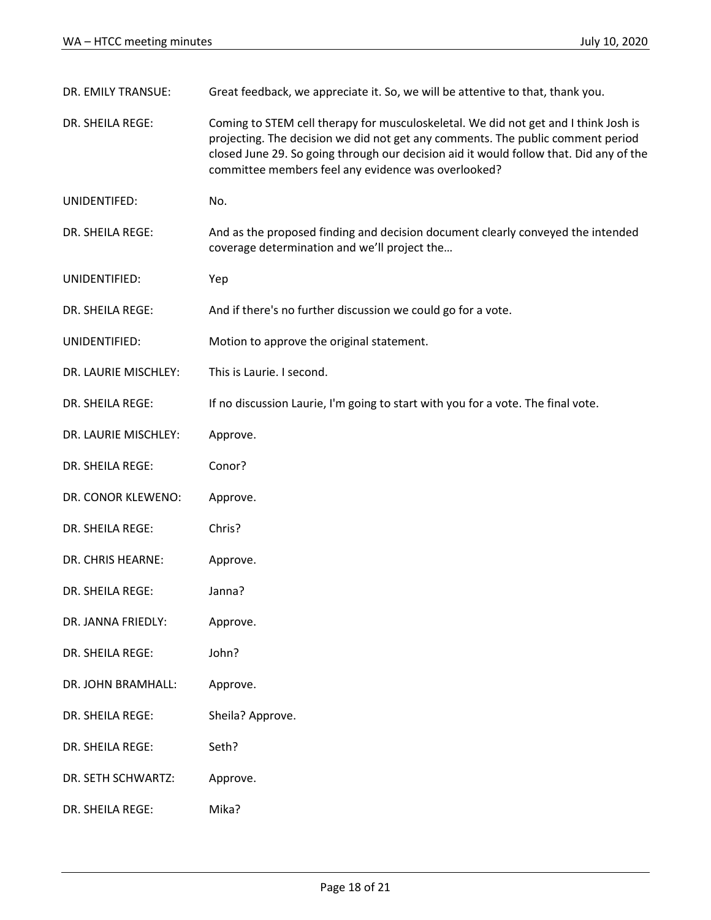DR. EMILY TRANSUE: Great feedback, we appreciate it. So, we will be attentive to that, thank you.

DR. SHEILA REGE: Coming to STEM cell therapy for musculoskeletal. We did not get and I think Josh is projecting. The decision we did not get any comments. The public comment period closed June 29. So going through our decision aid it would follow that. Did any of the committee members feel any evidence was overlooked?

UNIDENTIFED: No.

DR. SHEILA REGE: And as the proposed finding and decision document clearly conveyed the intended coverage determination and we'll project the…

UNIDENTIFIED: Yep

DR. SHEILA REGE: And if there's no further discussion we could go for a vote.

UNIDENTIFIED: Motion to approve the original statement.

DR. LAURIE MISCHLEY: This is Laurie. I second.

DR. SHEILA REGE: If no discussion Laurie, I'm going to start with you for a vote. The final vote.

DR. LAURIE MISCHLEY: Approve.

DR. SHEILA REGE: Conor?

DR. CONOR KLEWENO: Approve.

DR. SHEILA REGE: Chris?

DR. CHRIS HEARNE: Approve.

DR. SHEILA REGE: Janna?

DR. JANNA FRIEDLY: Approve.

DR. SHEILA REGE: John?

DR. JOHN BRAMHALL: Approve.

DR. SHEILA REGE: Sheila? Approve.

DR. SHEILA REGE: Seth?

DR. SETH SCHWARTZ: Approve.

DR. SHEILA REGE: Mika?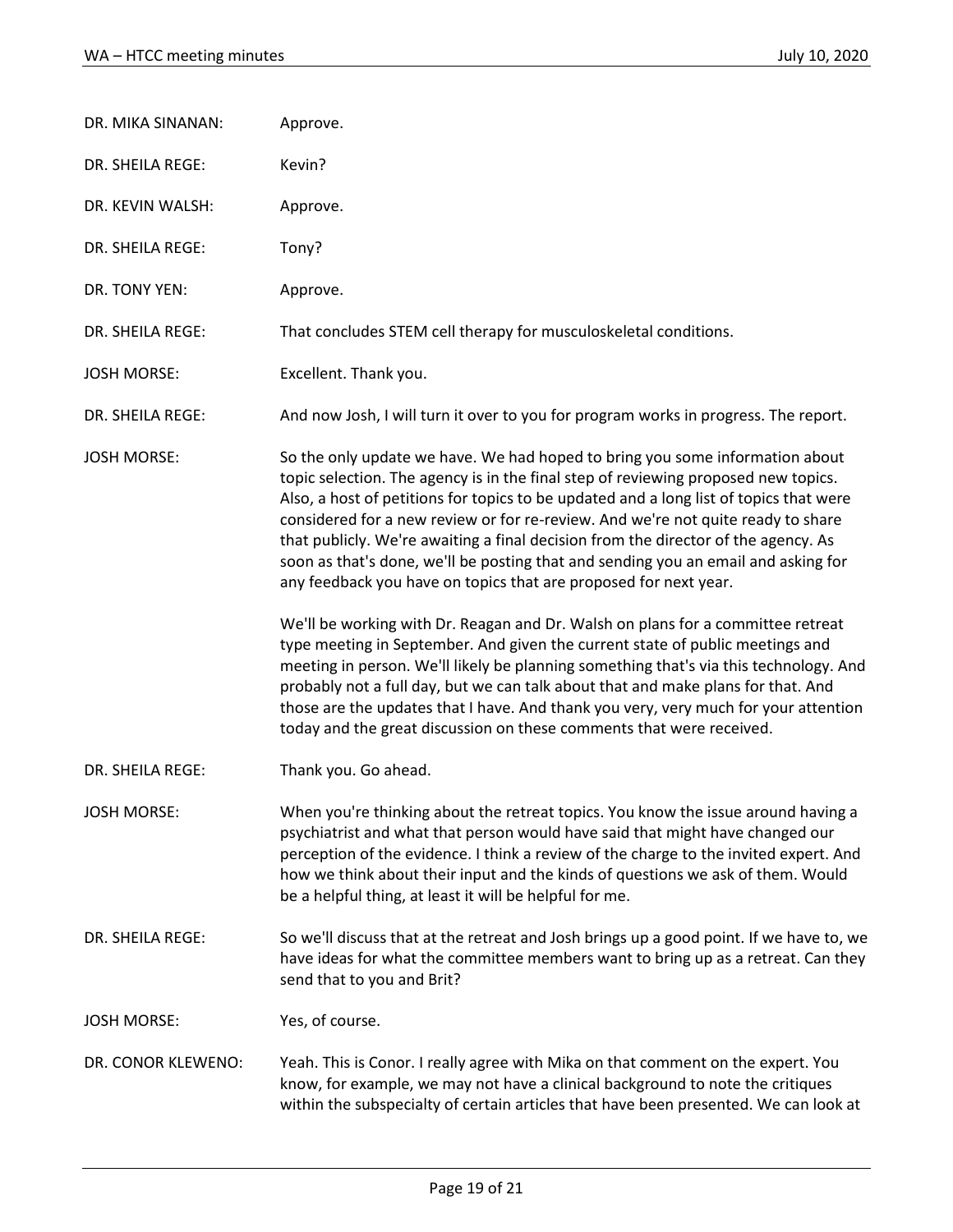DR. MIKA SINANAN: Approve.

DR. SHEILA REGE: Kevin?

DR. KEVIN WALSH: Approve.

DR. SHEILA REGE: Tony?

DR. TONY YEN: Approve.

DR. SHEILA REGE: That concludes STEM cell therapy for musculoskeletal conditions.

JOSH MORSE: Excellent. Thank you.

DR. SHEILA REGE: And now Josh, I will turn it over to you for program works in progress. The report.

JOSH MORSE: So the only update we have. We had hoped to bring you some information about topic selection. The agency is in the final step of reviewing proposed new topics. Also, a host of petitions for topics to be updated and a long list of topics that were considered for a new review or for re-review. And we're not quite ready to share that publicly. We're awaiting a final decision from the director of the agency. As soon as that's done, we'll be posting that and sending you an email and asking for any feedback you have on topics that are proposed for next year.

We'll be working with Dr. Reagan and Dr. Walsh on plans for a committee retreat type meeting in September. And given the current state of public meetings and meeting in person. We'll likely be planning something that's via this technology. And probably not a full day, but we can talk about that and make plans for that. And those are the updates that I have. And thank you very, very much for your attention today and the great discussion on these comments that were received.

DR. SHEILA REGE: Thank you. Go ahead.

JOSH MORSE: When you're thinking about the retreat topics. You know the issue around having a psychiatrist and what that person would have said that might have changed our perception of the evidence. I think a review of the charge to the invited expert. And how we think about their input and the kinds of questions we ask of them. Would be a helpful thing, at least it will be helpful for me.

DR. SHEILA REGE: So we'll discuss that at the retreat and Josh brings up a good point. If we have to, we have ideas for what the committee members want to bring up as a retreat. Can they send that to you and Brit?

JOSH MORSE: Yes, of course.

DR. CONOR KLEWENO: Yeah. This is Conor. I really agree with Mika on that comment on the expert. You know, for example, we may not have a clinical background to note the critiques within the subspecialty of certain articles that have been presented. We can look at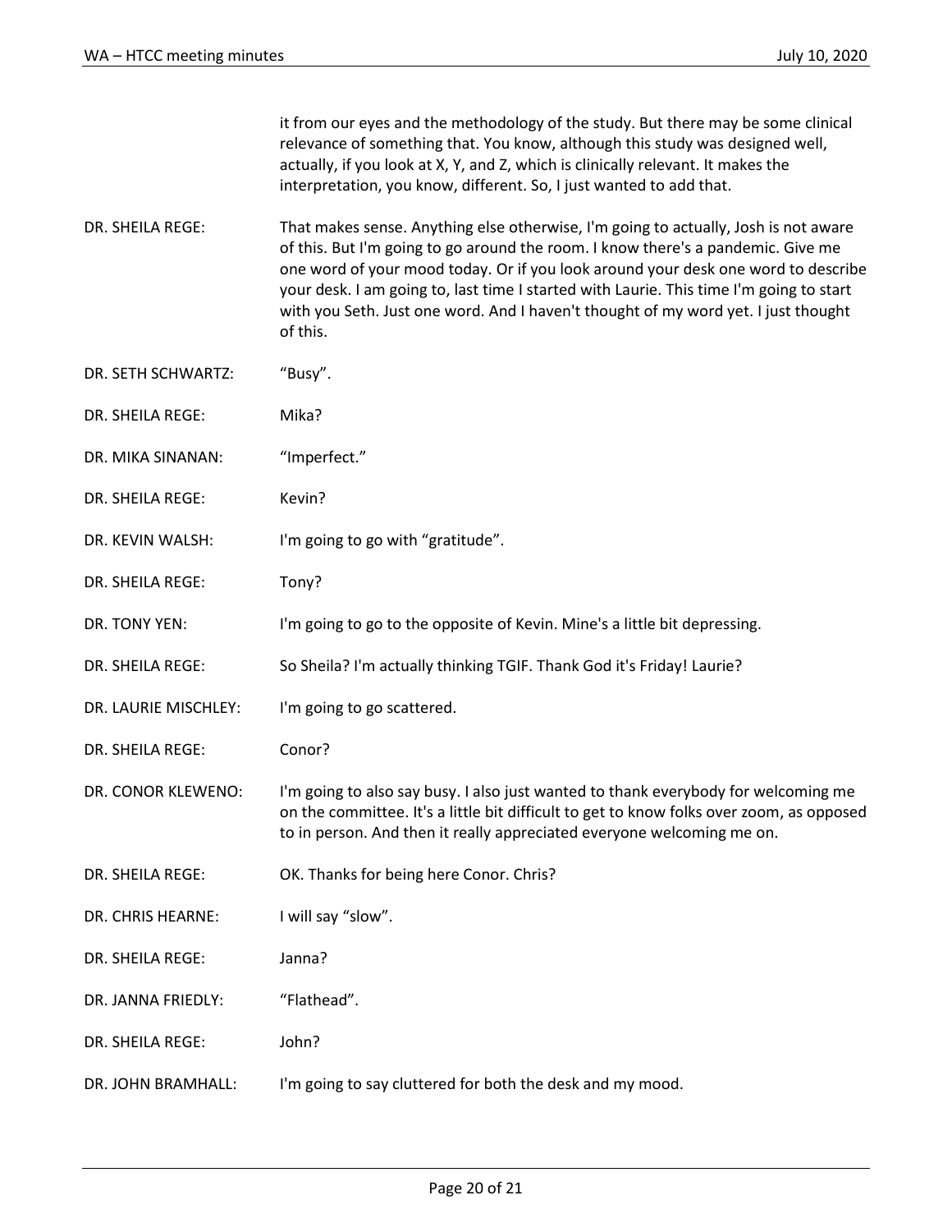it from our eyes and the methodology of the study. But there may be some clinical relevance of something that. You know, although this study was designed well, actually, if you look at X, Y, and Z, which is clinically relevant. It makes the interpretation, you know, different. So, I just wanted to add that.

DR. SHEILA REGE: That makes sense. Anything else otherwise, I'm going to actually, Josh is not aware of this. But I'm going to go around the room. I know there's a pandemic. Give me one word of your mood today. Or if you look around your desk one word to describe your desk. I am going to, last time I started with Laurie. This time I'm going to start with you Seth. Just one word. And I haven't thought of my word yet. I just thought of this.

DR. SETH SCHWARTZ: "Busy".

DR. SHEILA REGE: Mika?

DR. MIKA SINANAN: "Imperfect."

DR. SHEILA REGE: Kevin?

DR. KEVIN WALSH: I'm going to go with "gratitude".

DR. SHEILA REGE: Tony?

DR. TONY YEN: I'm going to go to the opposite of Kevin. Mine's a little bit depressing.

DR. SHEILA REGE: So Sheila? I'm actually thinking TGIF. Thank God it's Friday! Laurie?

DR. LAURIE MISCHLEY: I'm going to go scattered.

DR. SHEILA REGE: Conor?

DR. CONOR KLEWENO: I'm going to also say busy. I also just wanted to thank everybody for welcoming me on the committee. It's a little bit difficult to get to know folks over zoom, as opposed to in person. And then it really appreciated everyone welcoming me on.

DR. SHEILA REGE: OK. Thanks for being here Conor. Chris?

DR. CHRIS HEARNE: I will say "slow".

DR. SHEILA REGE: Janna?

DR. JANNA FRIEDLY: "Flathead".

DR. SHEILA REGE: John?

DR. JOHN BRAMHALL: I'm going to say cluttered for both the desk and my mood.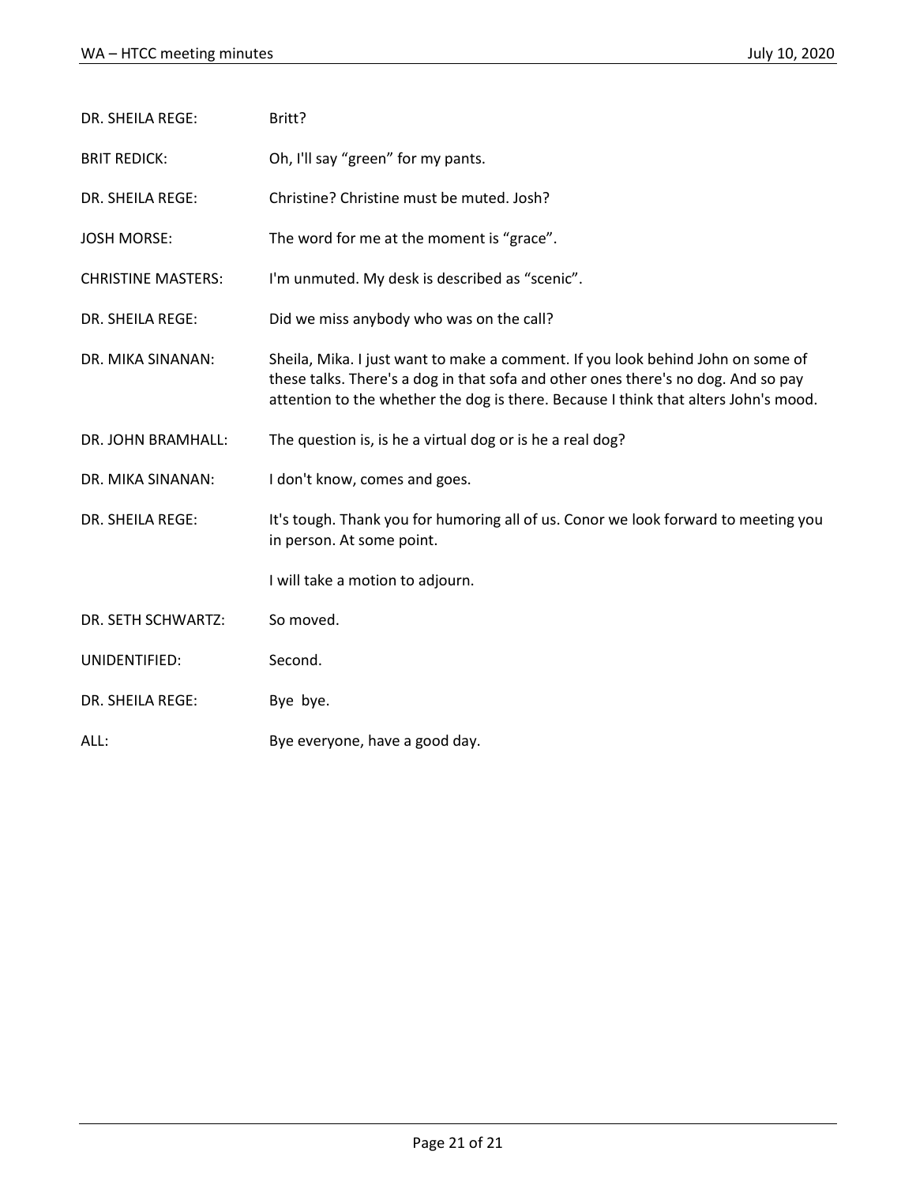| | |
|---|---|
| DR. SHEILA REGE: | Britt? |
| BRIT REDICK: | Oh, I'll say "green" for my pants. |
| DR. SHEILA REGE: | Christine? Christine must be muted. Josh? |
| JOSH MORSE: | The word for me at the moment is "grace". |
| CHRISTINE MASTERS: | I'm unmuted. My desk is described as "scenic". |
| DR. SHEILA REGE: | Did we miss anybody who was on the call? |
| DR. MIKA SINANAN: | Sheila, Mika. I just want to make a comment. If you look behind John on some of these talks. There's a dog in that sofa and other ones there's no dog. And so pay attention to the whether the dog is there. Because I think that alters John's mood. |
| DR. JOHN BRAMHALL: | The question is, is he a virtual dog or is he a real dog? |
| DR. MIKA SINANAN: | I don't know, comes and goes. |
| DR. SHEILA REGE: | It's tough. Thank you for humoring all of us. Conor we look forward to meeting you in person. At some point.<br><br>I will take a motion to adjourn. |
| DR. SETH SCHWARTZ: | So moved. |
| UNIDENTIFIED: | Second. |
| DR. SHEILA REGE: | Bye bye. |
| ALL: | Bye everyone, have a good day. |